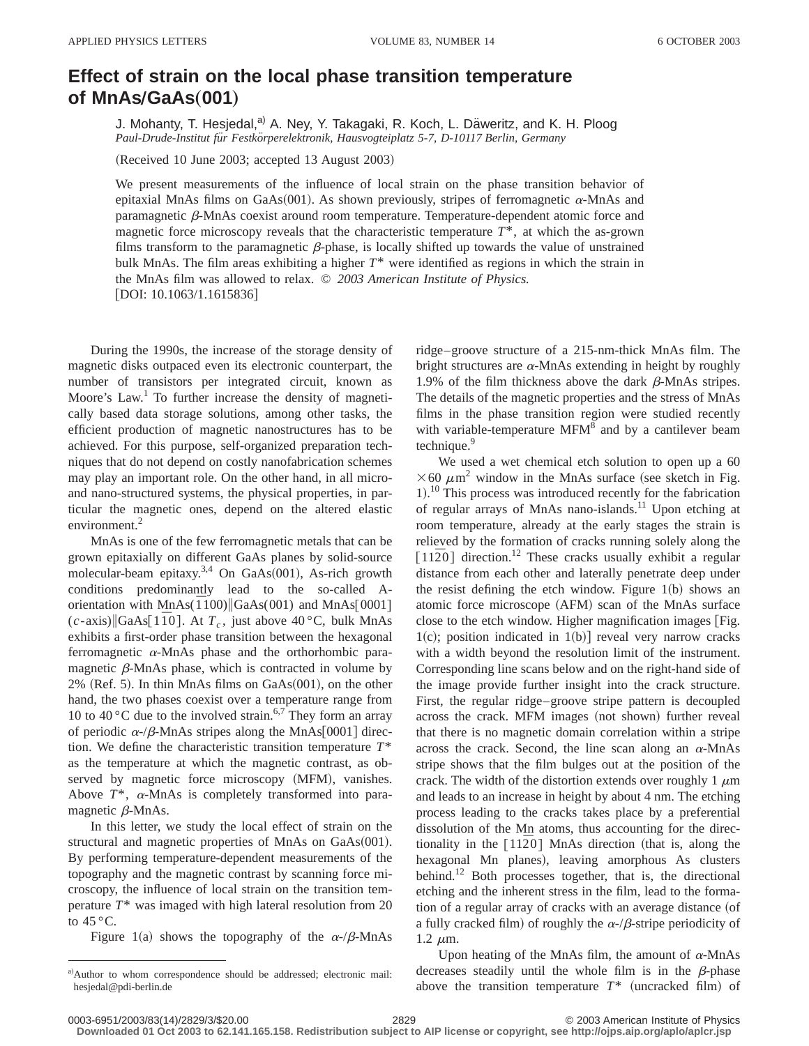# Effect of strain on the local phase transition temperature of MnAs/GaAs(001)

J. Mohanty, T. Hesjedal,[a] A. Ney, Y. Takagaki, R. Koch, L. Däweritz, and K. H. Ploog

*Paul-Drude-Institut für Festkörperelektronik, Hausvogteiplatz 5-7, D-10117 Berlin, Germany*

(Received 10 June 2003; accepted 13 August 2003)

We present measurements of the influence of local strain on the phase transition behavior of epitaxial MnAs films on GaAs(001). As shown previously, stripes of ferromagnetic $\alpha$-MnAs and paramagnetic $\beta$-MnAs coexist around room temperature. Temperature-dependent atomic force and magnetic force microscopy reveals that the characteristic temperature $T^*$, at which the as-grown films transform to the paramagnetic $\beta$-phase, is locally shifted up towards the value of unstrained bulk MnAs. The film areas exhibiting a higher $T^*$ were identified as regions in which the strain in the MnAs film was allowed to relax. © *2003 American Institute of Physics.* [DOI: 10.1063/1.1615836]

During the 1990s, the increase of the storage density of magnetic disks outpaced even its electronic counterpart, the number of transistors per integrated circuit, known as Moore's Law.[1] To further increase the density of magnetically based data storage solutions, among other tasks, the efficient production of magnetic nanostructures has to be achieved. For this purpose, self-organized preparation techniques that do not depend on costly nanofabrication schemes may play an important role. On the other hand, in all micro- and nano-structured systems, the physical properties, in particular the magnetic ones, depend on the altered elastic environment.[2]

MnAs is one of the few ferromagnetic metals that can be grown epitaxially on different GaAs planes by solid-source molecular-beam epitaxy.[3,4] On GaAs(001), As-rich growth conditions predominantly lead to the so-called A-orientation with MnAs($\bar{1}100$)∥GaAs(001) and MnAs[0001] ($c$-axis)∥GaAs[$1\bar{1}0$]. At $T_c$, just above 40 °C, bulk MnAs exhibits a first-order phase transition between the hexagonal ferromagnetic $\alpha$-MnAs phase and the orthorhombic paramagnetic $\beta$-MnAs phase, which is contracted in volume by 2% (Ref. 5). In thin MnAs films on GaAs(001), on the other hand, the two phases coexist over a temperature range from 10 to 40 °C due to the involved strain.[6,7] They form an array of periodic $\alpha$-/$\beta$-MnAs stripes along the MnAs[0001] direction. We define the characteristic transition temperature $T^*$ as the temperature at which the magnetic contrast, as observed by magnetic force microscopy (MFM), vanishes. Above $T^*$, $\alpha$-MnAs is completely transformed into paramagnetic $\beta$-MnAs.

In this letter, we study the local effect of strain on the structural and magnetic properties of MnAs on GaAs(001). By performing temperature-dependent measurements of the topography and the magnetic contrast by scanning force microscopy, the influence of local strain on the transition temperature $T^*$ was imaged with high lateral resolution from 20 to 45 °C.

Figure 1(a) shows the topography of the $\alpha$-/$\beta$-MnAs ridge–groove structure of a 215-nm-thick MnAs film. The bright structures are $\alpha$-MnAs extending in height by roughly 1.9% of the film thickness above the dark $\beta$-MnAs stripes. The details of the magnetic properties and the stress of MnAs films in the phase transition region were studied recently with variable-temperature MFM[8] and by a cantilever beam technique.[9]

We used a wet chemical etch solution to open up a 60 $\times$ 60 $\mu$m$^2$ window in the MnAs surface (see sketch in Fig. 1).[10] This process was introduced recently for the fabrication of regular arrays of MnAs nano-islands.[11] Upon etching at room temperature, already at the early stages the strain is relieved by the formation of cracks running solely along the [$11\bar{2}0$] direction.[12] These cracks usually exhibit a regular distance from each other and laterally penetrate deep under the resist defining the etch window. Figure 1(b) shows an atomic force microscope (AFM) scan of the MnAs surface close to the etch window. Higher magnification images [Fig. 1(c); position indicated in 1(b)] reveal very narrow cracks with a width beyond the resolution limit of the instrument. Corresponding line scans below and on the right-hand side of the image provide further insight into the crack structure. First, the regular ridge–groove stripe pattern is decoupled across the crack. MFM images (not shown) further reveal that there is no magnetic domain correlation within a stripe across the crack. Second, the line scan along an $\alpha$-MnAs stripe shows that the film bulges out at the position of the crack. The width of the distortion extends over roughly 1 $\mu$m and leads to an increase in height by about 4 nm. The etching process leading to the cracks takes place by a preferential dissolution of the Mn atoms, thus accounting for the directionality in the [$11\bar{2}0$] MnAs direction (that is, along the hexagonal Mn planes), leaving amorphous As clusters behind.[12] Both processes together, that is, the directional etching and the inherent stress in the film, lead to the formation of a regular array of cracks with an average distance (of a fully cracked film) of roughly the $\alpha$-/$\beta$-stripe periodicity of 1.2 $\mu$m.

Upon heating of the MnAs film, the amount of $\alpha$-MnAs decreases steadily until the whole film is in the $\beta$-phase above the transition temperature $T^*$ (uncracked film) of

[a]Author to whom correspondence should be addressed; electronic mail: hesjedal@pdi-berlin.de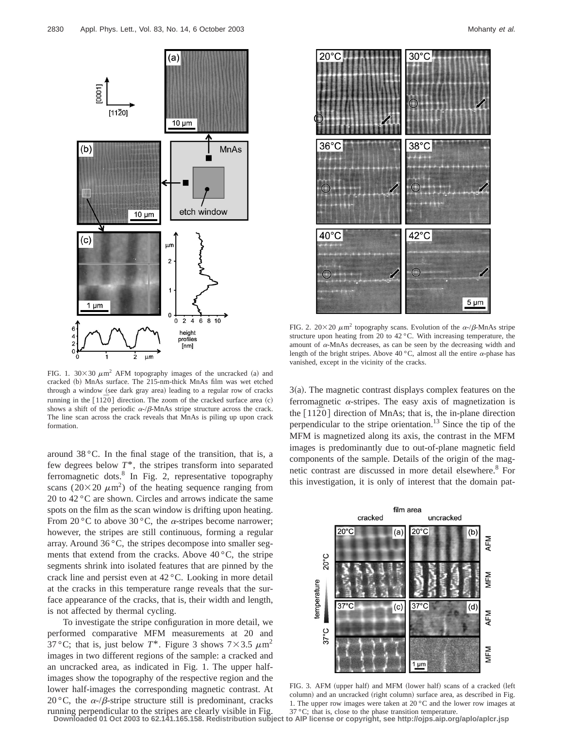FIG. 1. $30\times30\ \mu m^2$ AFM topography images of the uncracked (a) and cracked (b) MnAs surface. The 215-nm-thick MnAs film was wet etched through a window (see dark gray area) leading to a regular row of cracks running in the $[11\bar{2}0]$ direction. The zoom of the cracked surface area (c) shows a shift of the periodic α-/β-MnAs stripe structure across the crack. The line scan across the crack reveals that MnAs is piling up upon crack formation.

around 38 °C. In the final stage of the transition, that is, a few degrees below $T^*$, the stripes transform into separated ferromagnetic dots.[8] In Fig. 2, representative topography scans ($20\times20\ \mu m^2$) of the heating sequence ranging from 20 to 42 °C are shown. Circles and arrows indicate the same spots on the film as the scan window is drifting upon heating. From 20 °C to above 30 °C, the α-stripes become narrower; however, the stripes are still continuous, forming a regular array. Around 36 °C, the stripes decompose into smaller segments that extend from the cracks. Above 40 °C, the stripe segments shrink into isolated features that are pinned by the crack line and persist even at 42 °C. Looking in more detail at the cracks in this temperature range reveals that the surface appearance of the cracks, that is, their width and length, is not affected by thermal cycling.

To investigate the stripe configuration in more detail, we performed comparative MFM measurements at 20 and 37 °C; that is, just below $T^*$. Figure 3 shows $7\times3.5\ \mu m^2$ images in two different regions of the sample: a cracked and an uncracked area, as indicated in Fig. 1. The upper half-images show the topography of the respective region and the lower half-images the corresponding magnetic contrast. At 20 °C, the α-/β-stripe structure still is predominant, cracks running perpendicular to the stripes are clearly visible in Fig. 3(a). The magnetic contrast displays complex features on the ferromagnetic α-stripes. The easy axis of magnetization is the $[11\bar{2}0]$ direction of MnAs; that is, the in-plane direction perpendicular to the stripe orientation.[13] Since the tip of the MFM is magnetized along its axis, the contrast in the MFM images is predominantly due to out-of-plane magnetic field components of the sample. Details of the origin of the magnetic contrast are discussed in more detail elsewhere.[8] For this investigation, it is only of interest that the domain pat-

FIG. 2. $20\times20\ \mu m^2$ topography scans. Evolution of the α-/β-MnAs stripe structure upon heating from 20 to 42 °C. With increasing temperature, the amount of α-MnAs decreases, as can be seen by the decreasing width and length of the bright stripes. Above 40 °C, almost all the entire α-phase has vanished, except in the vicinity of the cracks.

FIG. 3. AFM (upper half) and MFM (lower half) scans of a cracked (left column) and an uncracked (right column) surface area, as described in Fig. 1. The upper row images were taken at 20 °C and the lower row images at 37 °C; that is, close to the phase transition temperature.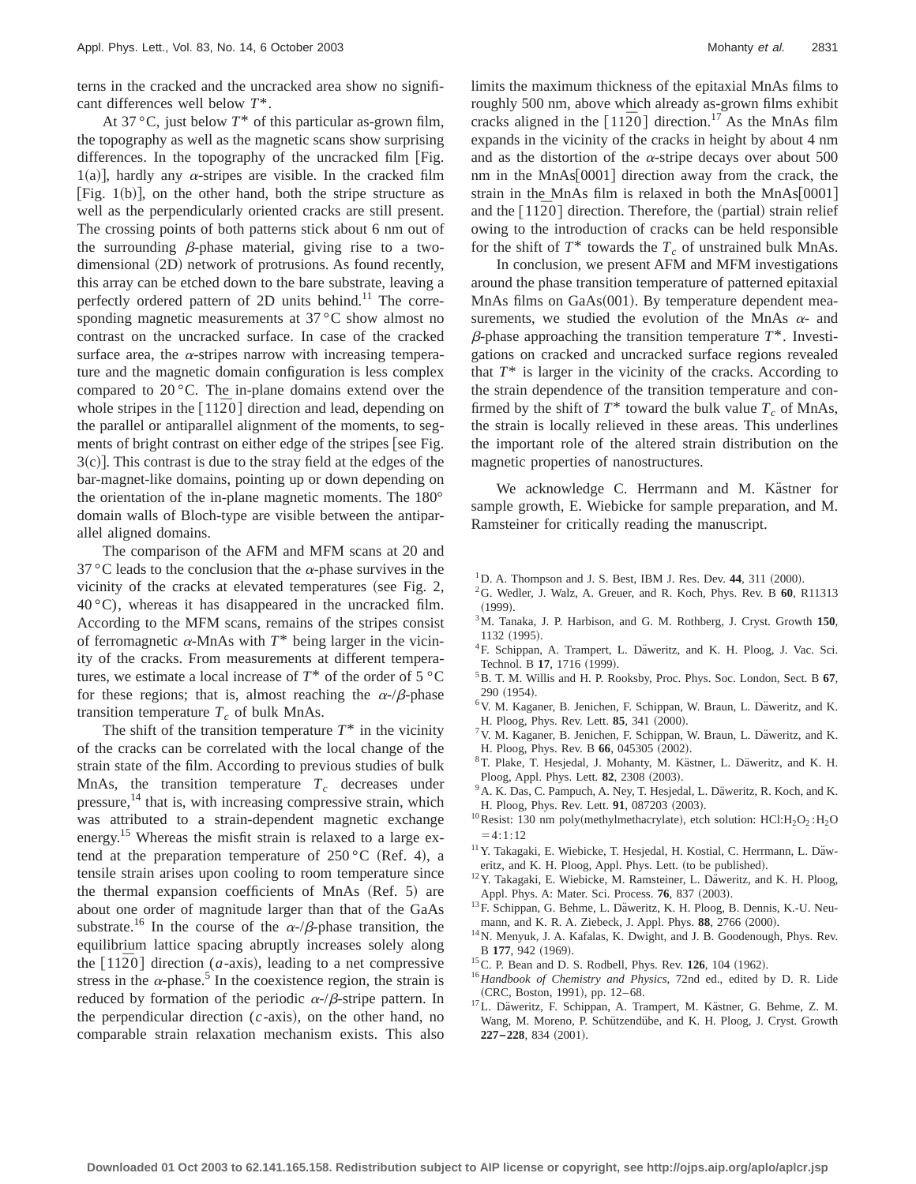terns in the cracked and the uncracked area show no significant differences well below $T^*$.

At 37 °C, just below $T^*$ of this particular as-grown film, the topography as well as the magnetic scans show surprising differences. In the topography of the uncracked film [Fig. 1(a)], hardly any $\alpha$-stripes are visible. In the cracked film [Fig. 1(b)], on the other hand, both the stripe structure as well as the perpendicularly oriented cracks are still present. The crossing points of both patterns stick about 6 nm out of the surrounding $\beta$-phase material, giving rise to a two-dimensional (2D) network of protrusions. As found recently, this array can be etched down to the bare substrate, leaving a perfectly ordered pattern of 2D units behind.[11] The corresponding magnetic measurements at 37 °C show almost no contrast on the uncracked surface. In case of the cracked surface area, the $\alpha$-stripes narrow with increasing temperature and the magnetic domain configuration is less complex compared to 20 °C. The in-plane domains extend over the whole stripes in the $[11\bar{2}0]$ direction and lead, depending on the parallel or antiparallel alignment of the moments, to segments of bright contrast on either edge of the stripes [see Fig. 3(c)]. This contrast is due to the stray field at the edges of the bar-magnet-like domains, pointing up or down depending on the orientation of the in-plane magnetic moments. The 180° domain walls of Bloch-type are visible between the antiparallel aligned domains.

The comparison of the AFM and MFM scans at 20 and 37 °C leads to the conclusion that the $\alpha$-phase survives in the vicinity of the cracks at elevated temperatures (see Fig. 2, 40 °C), whereas it has disappeared in the uncracked film. According to the MFM scans, remains of the stripes consist of ferromagnetic $\alpha$-MnAs with $T^*$ being larger in the vicinity of the cracks. From measurements at different temperatures, we estimate a local increase of $T^*$ of the order of 5 °C for these regions; that is, almost reaching the $\alpha$-/$\beta$-phase transition temperature $T_c$ of bulk MnAs.

The shift of the transition temperature $T^*$ in the vicinity of the cracks can be correlated with the local change of the strain state of the film. According to previous studies of bulk MnAs, the transition temperature $T_c$ decreases under pressure,[14] that is, with increasing compressive strain, which was attributed to a strain-dependent magnetic exchange energy.[15] Whereas the misfit strain is relaxed to a large extend at the preparation temperature of 250 °C (Ref. 4), a tensile strain arises upon cooling to room temperature since the thermal expansion coefficients of MnAs (Ref. 5) are about one order of magnitude larger than that of the GaAs substrate.[16] In the course of the $\alpha$-/$\beta$-phase transition, the equilibrium lattice spacing abruptly increases solely along the $[11\bar{2}0]$ direction ($a$-axis), leading to a net compressive stress in the $\alpha$-phase.[5] In the coexistence region, the strain is reduced by formation of the periodic $\alpha$-/$\beta$-stripe pattern. In the perpendicular direction ($c$-axis), on the other hand, no comparable strain relaxation mechanism exists. This also limits the maximum thickness of the epitaxial MnAs films to roughly 500 nm, above which already as-grown films exhibit cracks aligned in the $[11\bar{2}0]$ direction.[17] As the MnAs film expands in the vicinity of the cracks in height by about 4 nm and as the distortion of the $\alpha$-stripe decays over about 500 nm in the MnAs[0001] direction away from the crack, the strain in the MnAs film is relaxed in both the MnAs[0001] and the $[11\bar{2}0]$ direction. Therefore, the (partial) strain relief owing to the introduction of cracks can be held responsible for the shift of $T^*$ towards the $T_c$ of unstrained bulk MnAs.

In conclusion, we present AFM and MFM investigations around the phase transition temperature of patterned epitaxial MnAs films on GaAs(001). By temperature dependent measurements, we studied the evolution of the MnAs $\alpha$- and $\beta$-phase approaching the transition temperature $T^*$. Investigations on cracked and uncracked surface regions revealed that $T^*$ is larger in the vicinity of the cracks. According to the strain dependence of the transition temperature and confirmed by the shift of $T^*$ toward the bulk value $T_c$ of MnAs, the strain is locally relieved in these areas. This underlines the important role of the altered strain distribution on the magnetic properties of nanostructures.

We acknowledge C. Herrmann and M. Kästner for sample growth, E. Wiebicke for sample preparation, and M. Ramsteiner for critically reading the manuscript.

[1] D. A. Thompson and J. S. Best, IBM J. Res. Dev. **44**, 311 (2000).
[2] G. Wedler, J. Walz, A. Greuer, and R. Koch, Phys. Rev. B **60**, R11313 (1999).
[3] M. Tanaka, J. P. Harbison, and G. M. Rothberg, J. Cryst. Growth **150**, 1132 (1995).
[4] F. Schippan, A. Trampert, L. Däweritz, and K. H. Ploog, J. Vac. Sci. Technol. B **17**, 1716 (1999).
[5] B. T. M. Willis and H. P. Rooksby, Proc. Phys. Soc. London, Sect. B **67**, 290 (1954).
[6] V. M. Kaganer, B. Jenichen, F. Schippan, W. Braun, L. Däweritz, and K. H. Ploog, Phys. Rev. Lett. **85**, 341 (2000).
[7] V. M. Kaganer, B. Jenichen, F. Schippan, W. Braun, L. Däweritz, and K. H. Ploog, Phys. Rev. B **66**, 045305 (2002).
[8] T. Plake, T. Hesjedal, J. Mohanty, M. Kästner, L. Däweritz, and K. H. Ploog, Appl. Phys. Lett. **82**, 2308 (2003).
[9] A. K. Das, C. Pampuch, A. Ney, T. Hesjedal, L. Däweritz, R. Koch, and K. H. Ploog, Phys. Rev. Lett. **91**, 087203 (2003).
[10] Resist: 130 nm poly(methylmethacrylate), etch solution: HCl:$H_2O_2$:$H_2O$ = 4:1:12
[11] Y. Takagaki, E. Wiebicke, T. Hesjedal, H. Kostial, C. Herrmann, L. Däweritz, and K. H. Ploog, Appl. Phys. Lett. (to be published).
[12] Y. Takagaki, E. Wiebicke, M. Ramsteiner, L. Däweritz, and K. H. Ploog, Appl. Phys. A: Mater. Sci. Process. **76**, 837 (2003).
[13] F. Schippan, G. Behme, L. Däweritz, K. H. Ploog, B. Dennis, K.-U. Neumann, and K. R. A. Ziebeck, J. Appl. Phys. **88**, 2766 (2000).
[14] N. Menyuk, J. A. Kafalas, K. Dwight, and J. B. Goodenough, Phys. Rev. B **177**, 942 (1969).
[15] C. P. Bean and D. S. Rodbell, Phys. Rev. **126**, 104 (1962).
[16] *Handbook of Chemistry and Physics*, 72nd ed., edited by D. R. Lide (CRC, Boston, 1991), pp. 12–68.
[17] L. Däweritz, F. Schippan, A. Trampert, M. Kästner, G. Behme, Z. M. Wang, M. Moreno, P. Schützendübe, and K. H. Ploog, J. Cryst. Growth **227–228**, 834 (2001).